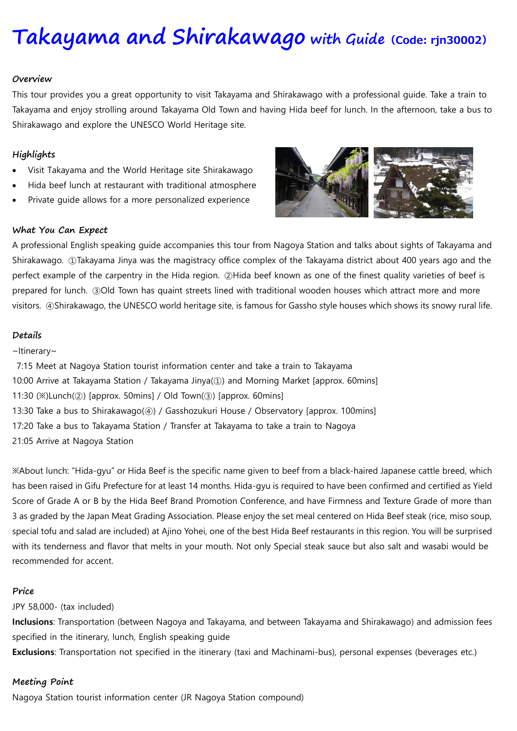# Takayama and Shirakawago with Guide (Code: rjn30002)

### *Overview*

This tour provides you a great opportunity to visit Takayama and Shirakawago with a professional guide. Take a train to Takayama and enjoy strolling around Takayama Old Town and having Hida beef for lunch. In the afternoon, take a bus to Shirakawago and explore the UNESCO World Heritage site.

### *Highlights*

- Visit Takayama and the World Heritage site Shirakawago
- Hida beef lunch at restaurant with traditional atmosphere
- Private guide allows for a more personalized experience

### *What You Can Expect*

A professional English speaking guide accompanies this tour from Nagoya Station and talks about sights of Takayama and Shirakawago. ①Takayama Jinya was the magistracy office complex of the Takayama district about 400 years ago and the perfect example of the carpentry in the Hida region. ②Hida beef known as one of the finest quality varieties of beef is prepared for lunch. ③Old Town has quaint streets lined with traditional wooden houses which attract more and more visitors. ④Shirakawago, the UNESCO world heritage site, is famous for Gassho style houses which shows its snowy rural life.

### *Details*

~Itinerary~

7:15 Meet at Nagoya Station tourist information center and take a train to Takayama
10:00 Arrive at Takayama Station / Takayama Jinya(①) and Morning Market [approx. 60mins]
11:30 (※)Lunch(②) [approx. 50mins] / Old Town(③) [approx. 60mins]
13:30 Take a bus to Shirakawago(④) / Gasshozukuri House / Observatory [approx. 100mins]
17:20 Take a bus to Takayama Station / Transfer at Takayama to take a train to Nagoya
21:05 Arrive at Nagoya Station

※About lunch: "Hida-gyu" or Hida Beef is the specific name given to beef from a black-haired Japanese cattle breed, which has been raised in Gifu Prefecture for at least 14 months. Hida-gyu is required to have been confirmed and certified as Yield Score of Grade A or B by the Hida Beef Brand Promotion Conference, and have Firmness and Texture Grade of more than 3 as graded by the Japan Meat Grading Association. Please enjoy the set meal centered on Hida Beef steak (rice, miso soup, special tofu and salad are included) at Ajino Yohei, one of the best Hida Beef restaurants in this region. You will be surprised with its tenderness and flavor that melts in your mouth. Not only Special steak sauce but also salt and wasabi would be recommended for accent.

### *Price*

JPY 58,000- (tax included)

**Inclusions**: Transportation (between Nagoya and Takayama, and between Takayama and Shirakawago) and admission fees specified in the itinerary, lunch, English speaking guide

**Exclusions**: Transportation not specified in the itinerary (taxi and Machinami-bus), personal expenses (beverages etc.)

### *Meeting Point*

Nagoya Station tourist information center (JR Nagoya Station compound)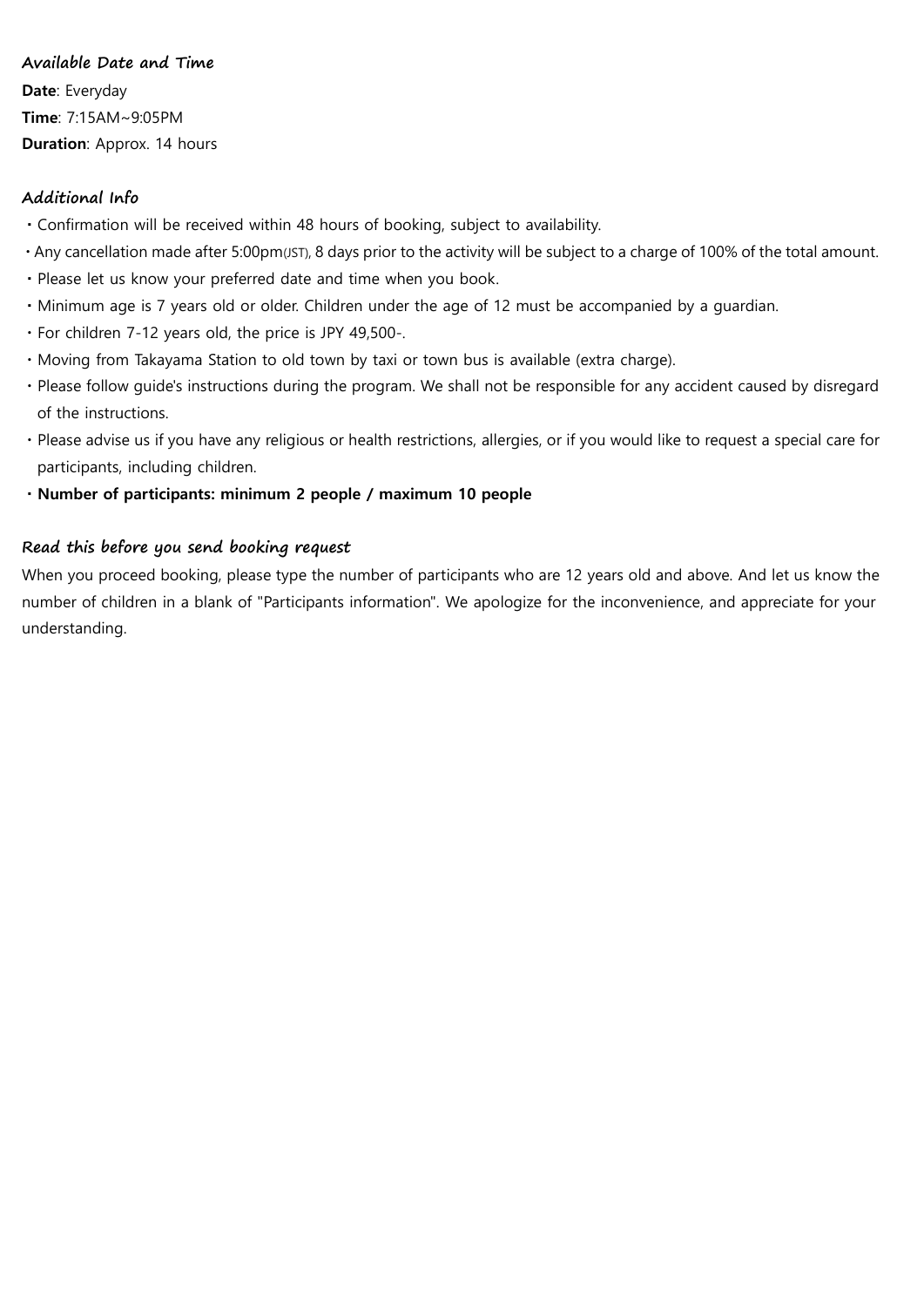### Available Date and Time

**Date**: Everyday

**Time**: 7:15AM~9:05PM

**Duration**: Approx. 14 hours

### Additional Info

・Confirmation will be received within 48 hours of booking, subject to availability.

・Any cancellation made after 5:00pm(JST), 8 days prior to the activity will be subject to a charge of 100% of the total amount.

・Please let us know your preferred date and time when you book.

・Minimum age is 7 years old or older. Children under the age of 12 must be accompanied by a guardian.

・For children 7-12 years old, the price is JPY 49,500-.

・Moving from Takayama Station to old town by taxi or town bus is available (extra charge).

・Please follow guide's instructions during the program. We shall not be responsible for any accident caused by disregard of the instructions.

・Please advise us if you have any religious or health restrictions, allergies, or if you would like to request a special care for participants, including children.

**・Number of participants: minimum 2 people / maximum 10 people**

### Read this before you send booking request

When you proceed booking, please type the number of participants who are 12 years old and above. And let us know the number of children in a blank of "Participants information". We apologize for the inconvenience, and appreciate for your understanding.